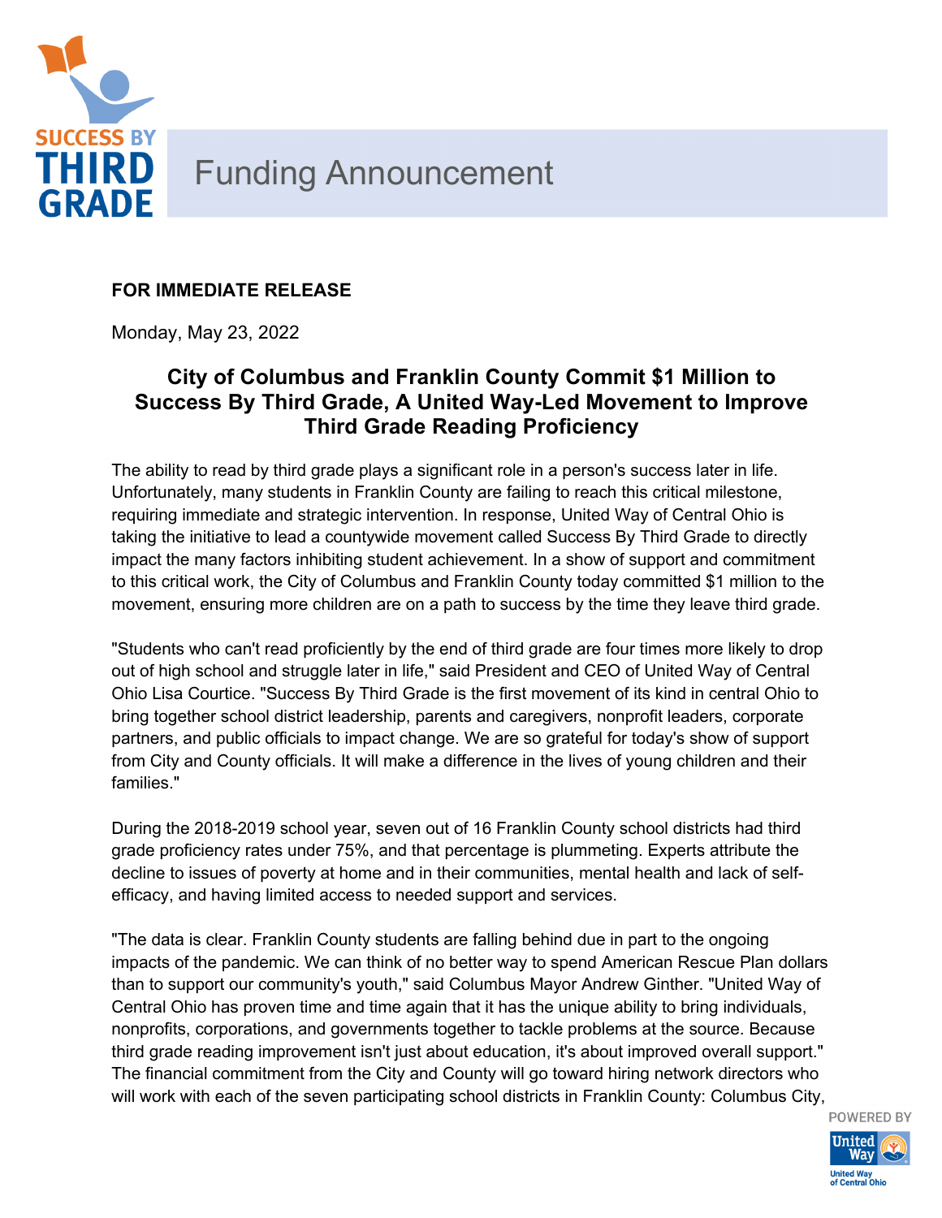# Funding Announcement

**FOR IMMEDIATE RELEASE**

Monday, May 23, 2022

## City of Columbus and Franklin County Commit $1 Million to Success By Third Grade, A United Way-Led Movement to Improve Third Grade Reading Proficiency

The ability to read by third grade plays a significant role in a person's success later in life. Unfortunately, many students in Franklin County are failing to reach this critical milestone, requiring immediate and strategic intervention. In response, United Way of Central Ohio is taking the initiative to lead a countywide movement called Success By Third Grade to directly impact the many factors inhibiting student achievement. In a show of support and commitment to this critical work, the City of Columbus and Franklin County today committed $1 million to the movement, ensuring more children are on a path to success by the time they leave third grade.

"Students who can't read proficiently by the end of third grade are four times more likely to drop out of high school and struggle later in life," said President and CEO of United Way of Central Ohio Lisa Courtice. "Success By Third Grade is the first movement of its kind in central Ohio to bring together school district leadership, parents and caregivers, nonprofit leaders, corporate partners, and public officials to impact change. We are so grateful for today's show of support from City and County officials. It will make a difference in the lives of young children and their families."

During the 2018-2019 school year, seven out of 16 Franklin County school districts had third grade proficiency rates under 75%, and that percentage is plummeting. Experts attribute the decline to issues of poverty at home and in their communities, mental health and lack of self-efficacy, and having limited access to needed support and services.

"The data is clear. Franklin County students are falling behind due in part to the ongoing impacts of the pandemic. We can think of no better way to spend American Rescue Plan dollars than to support our community's youth," said Columbus Mayor Andrew Ginther. "United Way of Central Ohio has proven time and time again that it has the unique ability to bring individuals, nonprofits, corporations, and governments together to tackle problems at the source. Because third grade reading improvement isn't just about education, it's about improved overall support." The financial commitment from the City and County will go toward hiring network directors who will work with each of the seven participating school districts in Franklin County: Columbus City,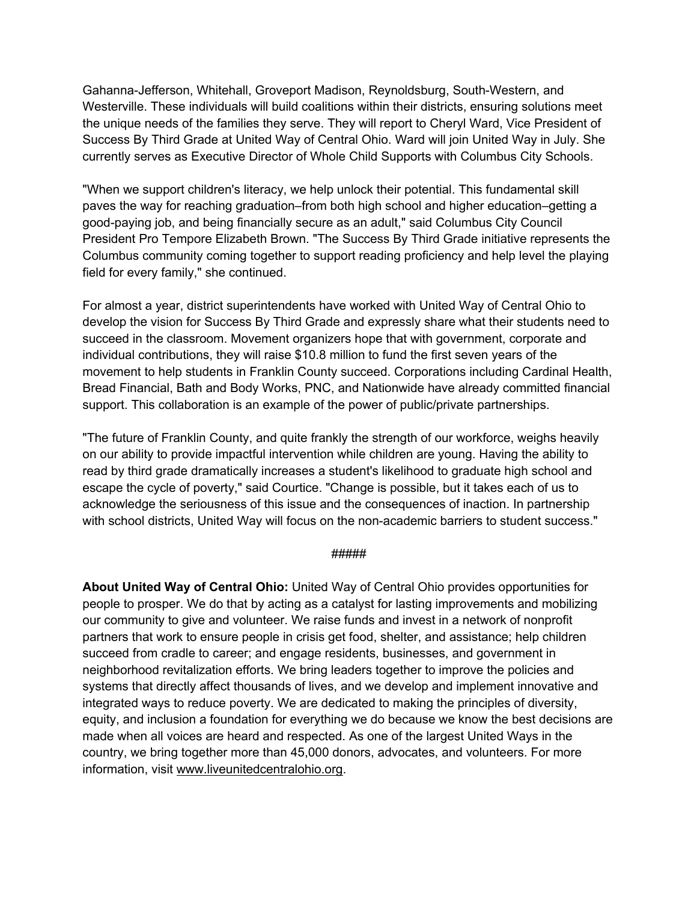Gahanna-Jefferson, Whitehall, Groveport Madison, Reynoldsburg, South-Western, and Westerville. These individuals will build coalitions within their districts, ensuring solutions meet the unique needs of the families they serve. They will report to Cheryl Ward, Vice President of Success By Third Grade at United Way of Central Ohio. Ward will join United Way in July. She currently serves as Executive Director of Whole Child Supports with Columbus City Schools.

"When we support children's literacy, we help unlock their potential. This fundamental skill paves the way for reaching graduation–from both high school and higher education–getting a good-paying job, and being financially secure as an adult," said Columbus City Council President Pro Tempore Elizabeth Brown. "The Success By Third Grade initiative represents the Columbus community coming together to support reading proficiency and help level the playing field for every family," she continued.

For almost a year, district superintendents have worked with United Way of Central Ohio to develop the vision for Success By Third Grade and expressly share what their students need to succeed in the classroom. Movement organizers hope that with government, corporate and individual contributions, they will raise $10.8 million to fund the first seven years of the movement to help students in Franklin County succeed. Corporations including Cardinal Health, Bread Financial, Bath and Body Works, PNC, and Nationwide have already committed financial support. This collaboration is an example of the power of public/private partnerships.

"The future of Franklin County, and quite frankly the strength of our workforce, weighs heavily on our ability to provide impactful intervention while children are young. Having the ability to read by third grade dramatically increases a student's likelihood to graduate high school and escape the cycle of poverty," said Courtice. "Change is possible, but it takes each of us to acknowledge the seriousness of this issue and the consequences of inaction. In partnership with school districts, United Way will focus on the non-academic barriers to student success."

#####

**About United Way of Central Ohio:** United Way of Central Ohio provides opportunities for people to prosper. We do that by acting as a catalyst for lasting improvements and mobilizing our community to give and volunteer. We raise funds and invest in a network of nonprofit partners that work to ensure people in crisis get food, shelter, and assistance; help children succeed from cradle to career; and engage residents, businesses, and government in neighborhood revitalization efforts. We bring leaders together to improve the policies and systems that directly affect thousands of lives, and we develop and implement innovative and integrated ways to reduce poverty. We are dedicated to making the principles of diversity, equity, and inclusion a foundation for everything we do because we know the best decisions are made when all voices are heard and respected. As one of the largest United Ways in the country, we bring together more than 45,000 donors, advocates, and volunteers. For more information, visit www.liveunitedcentralohio.org.